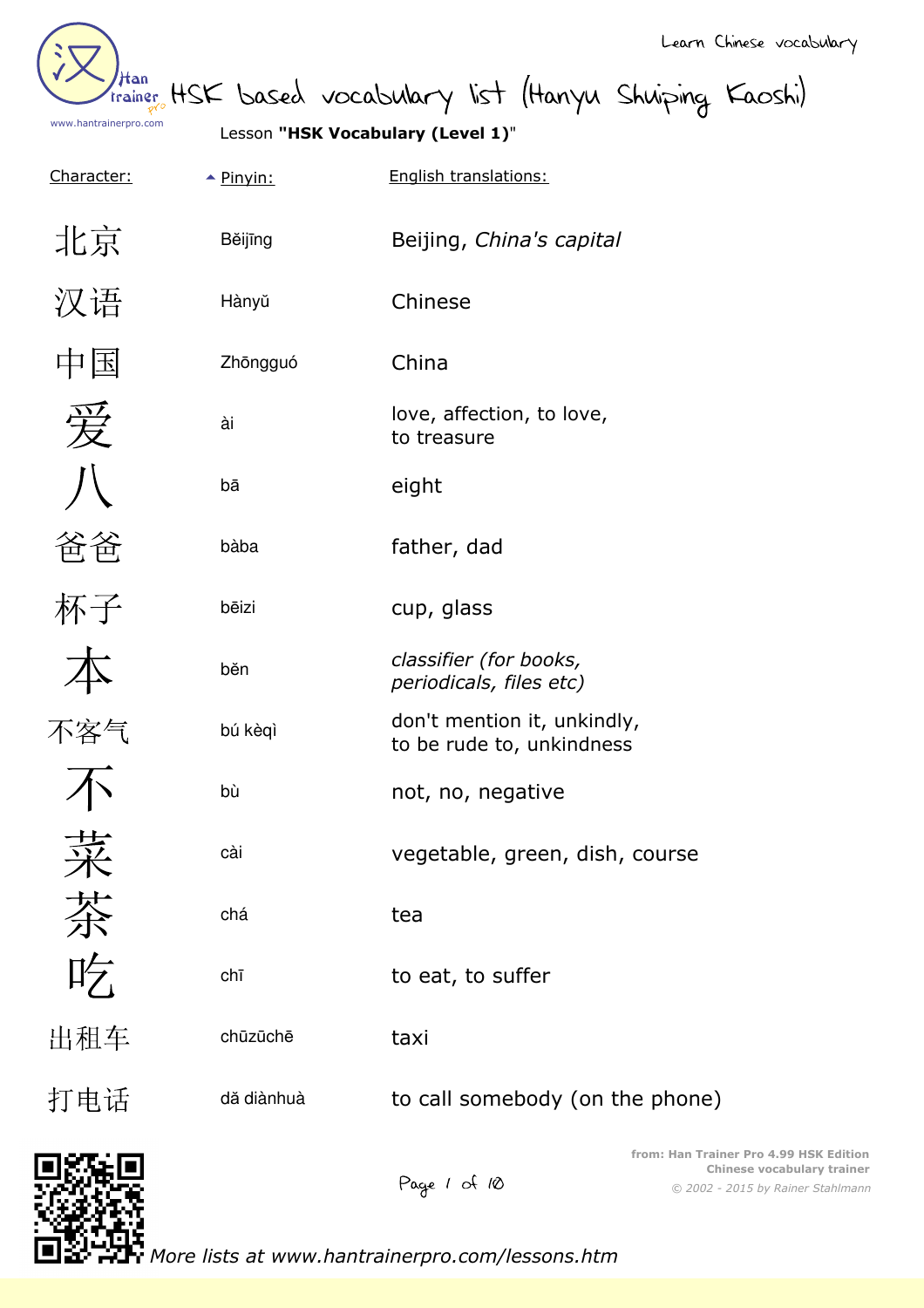# HSK based vocabulary list (Hanyu Shuiping Kaoshi)

Lesson **"HSK Vocabulary (Level 1)"**

| Character: | Pinyin: | English translations: |
|---|---|---|
| 北京 | Běijīng | Beijing, *China's capital* |
| 汉语 | Hànyǔ | Chinese |
| 中国 | Zhōngguó | China |
| 爱 | ài | love, affection, to love, to treasure |
| 八 | bā | eight |
| 爸爸 | bàba | father, dad |
| 杯子 | bēizi | cup, glass |
| 本 | běn | *classifier (for books, periodicals, files etc)* |
| 不客气 | bú kèqì | don't mention it, unkindly, to be rude to, unkindness |
| 不 | bù | not, no, negative |
| 菜 | cài | vegetable, green, dish, course |
| 茶 | chá | tea |
| 吃 | chī | to eat, to suffer |
| 出租车 | chūzūchē | taxi |
| 打电话 | dǎ diànhuà | to call somebody (on the phone) |

More lists at www.hantrainerpro.com/lessons.htm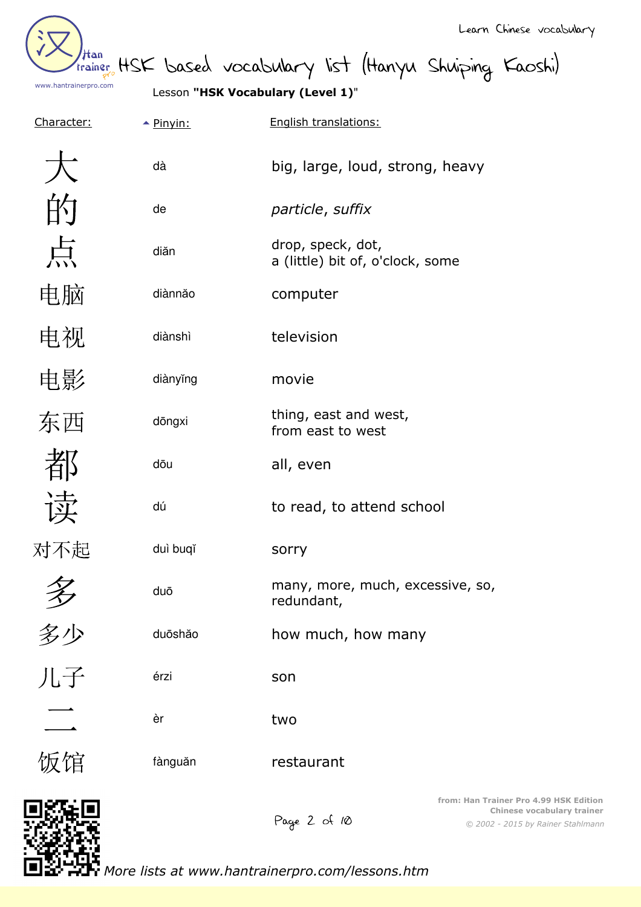Learn Chinese vocabulary

# HSK based vocabulary list (Hanyu Shuiping Kaoshi)

Lesson **"HSK Vocabulary (Level 1)"**

| Character: | Pinyin: | English translations: |
|---|---|---|
| 大 | dà | big, large, loud, strong, heavy |
| 的 | de | *particle*, *suffix* |
| 点 | diǎn | drop, speck, dot, a (little) bit of, o'clock, some |
| 电脑 | diànnǎo | computer |
| 电视 | diànshì | television |
| 电影 | diànyǐng | movie |
| 东西 | dōngxi | thing, east and west, from east to west |
| 都 | dōu | all, even |
| 读 | dú | to read, to attend school |
| 对不起 | duì buqǐ | sorry |
| 多 | duō | many, more, much, excessive, so, redundant, |
| 多少 | duōshǎo | how much, how many |
| 儿子 | érzi | son |
| 二 | èr | two |
| 饭馆 | fànguǎn | restaurant |

from: Han Trainer Pro 4.99 HSK Edition
Chinese vocabulary trainer
© 2002 - 2015 by Rainer Stahlmann

*More lists at www.hantrainerpro.com/lessons.htm*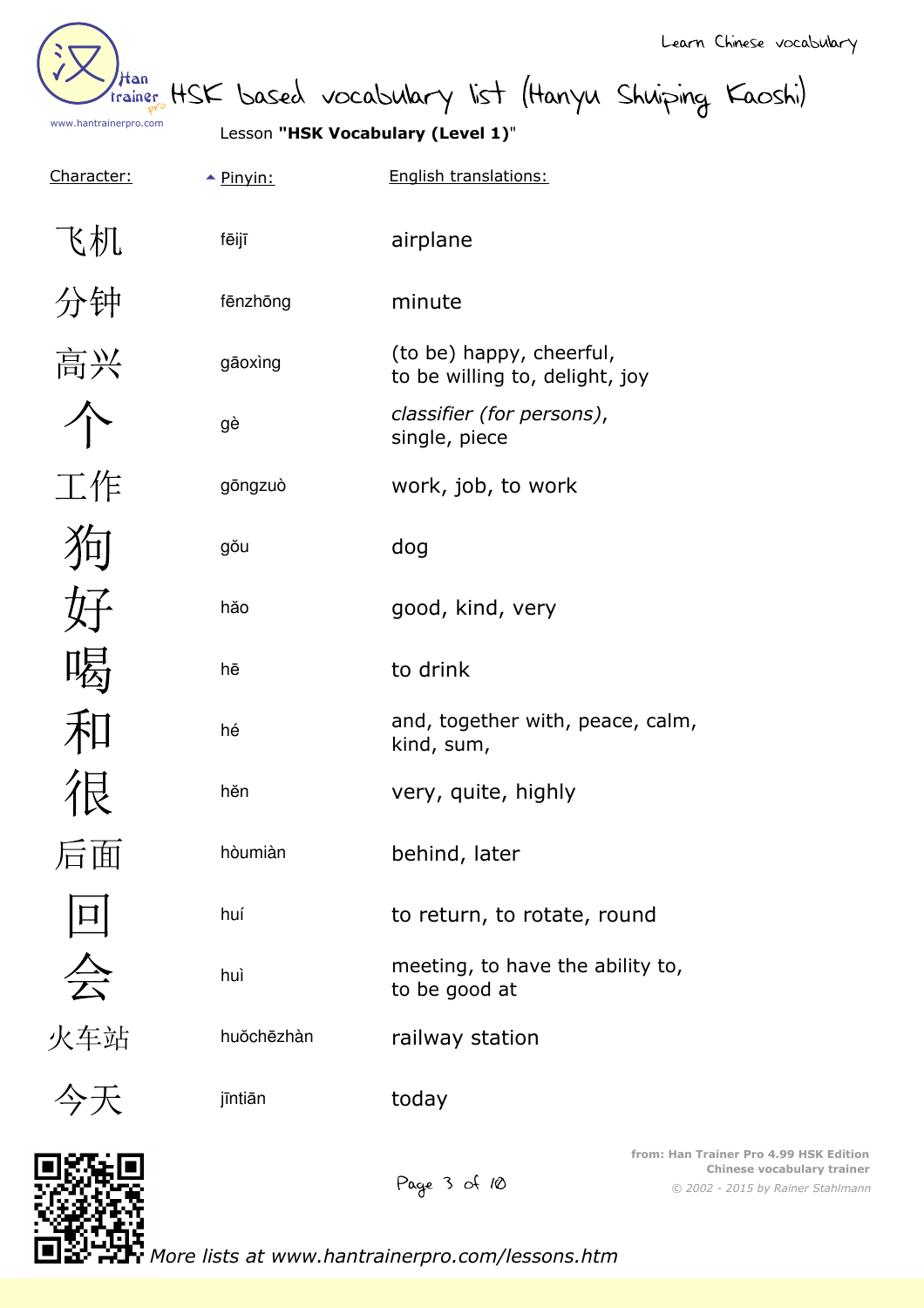# HSK based vocabulary list (Hanyu Shuiping Kaoshi)

Lesson **"HSK Vocabulary (Level 1)"**

| Character: | Pinyin: | English translations: |
|---|---|---|
| 飞机 | fēijī | airplane |
| 分钟 | fēnzhōng | minute |
| 高兴 | gāoxìng | (to be) happy, cheerful, to be willing to, delight, joy |
| 个 | gè | *classifier (for persons)*, single, piece |
| 工作 | gōngzuò | work, job, to work |
| 狗 | gǒu | dog |
| 好 | hǎo | good, kind, very |
| 喝 | hē | to drink |
| 和 | hé | and, together with, peace, calm, kind, sum, |
| 很 | hěn | very, quite, highly |
| 后面 | hòumiàn | behind, later |
| 回 | huí | to return, to rotate, round |
| 会 | huì | meeting, to have the ability to, to be good at |
| 火车站 | huǒchēzhàn | railway station |
| 今天 | jīntiān | today |

from: Han Trainer Pro 4.99 HSK Edition
Chinese vocabulary trainer
*© 2002 - 2015 by Rainer Stahlmann*

*More lists at www.hantrainerpro.com/lessons.htm*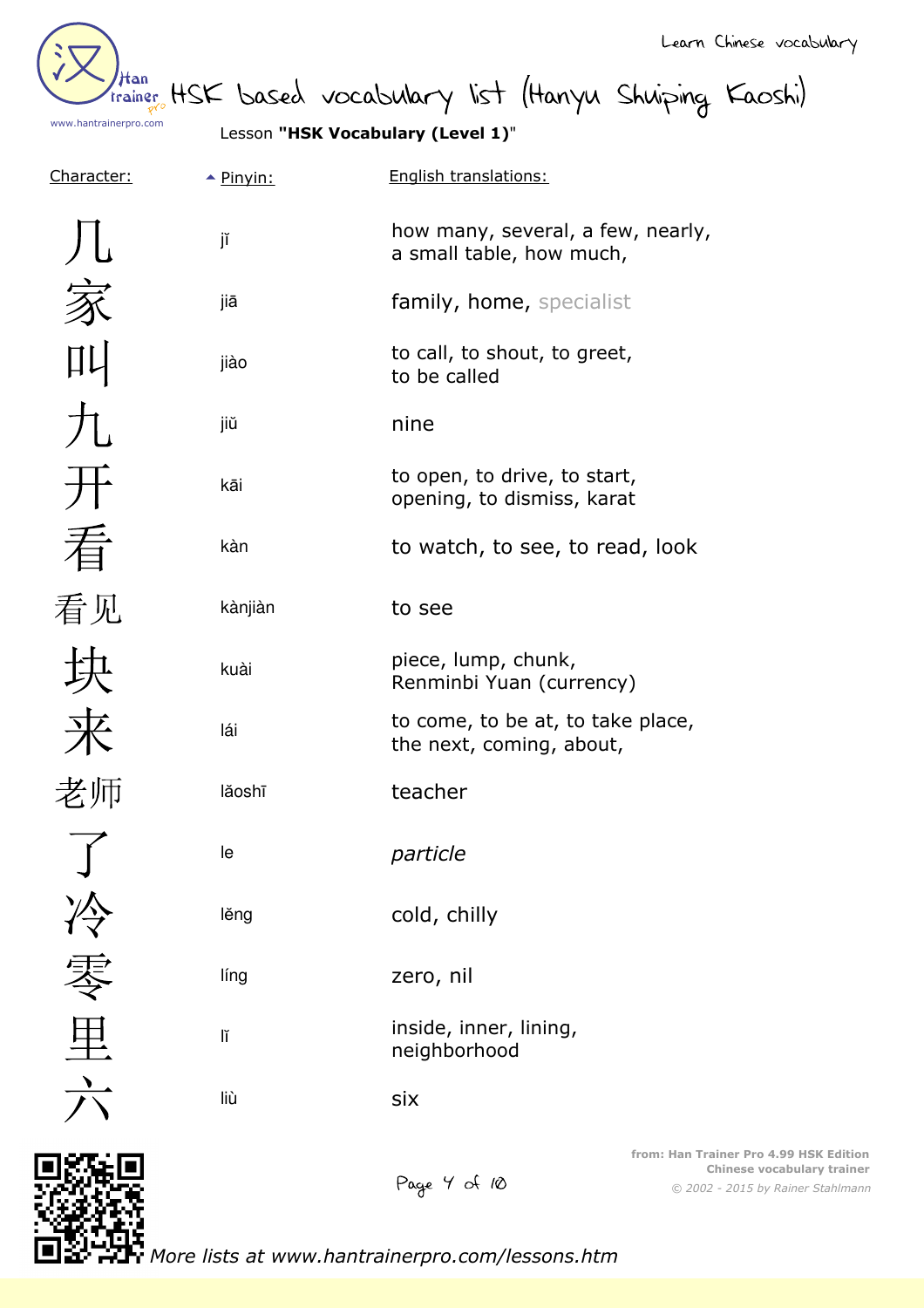# HSK based vocabulary list (Hanyu Shuiping Kaoshi)

Lesson **"HSK Vocabulary (Level 1)"**

| Character: | Pinyin: | English translations: |
|---|---|---|
| 几 | jǐ | how many, several, a few, nearly, a small table, how much, |
| 家 | jiā | family, home, specialist |
| 叫 | jiào | to call, to shout, to greet, to be called |
| 九 | jiǔ | nine |
| 开 | kāi | to open, to drive, to start, opening, to dismiss, karat |
| 看 | kàn | to watch, to see, to read, look |
| 看见 | kànjiàn | to see |
| 块 | kuài | piece, lump, chunk, Renminbi Yuan (currency) |
| 来 | lái | to come, to be at, to take place, the next, coming, about, |
| 老师 | lǎoshī | teacher |
| 了 | le | *particle* |
| 冷 | lěng | cold, chilly |
| 零 | líng | zero, nil |
| 里 | lǐ | inside, inner, lining, neighborhood |
| 六 | liù | six |

from: Han Trainer Pro 4.99 HSK Edition
Chinese vocabulary trainer
© 2002 - 2015 by Rainer Stahlmann

*More lists at www.hantrainerpro.com/lessons.htm*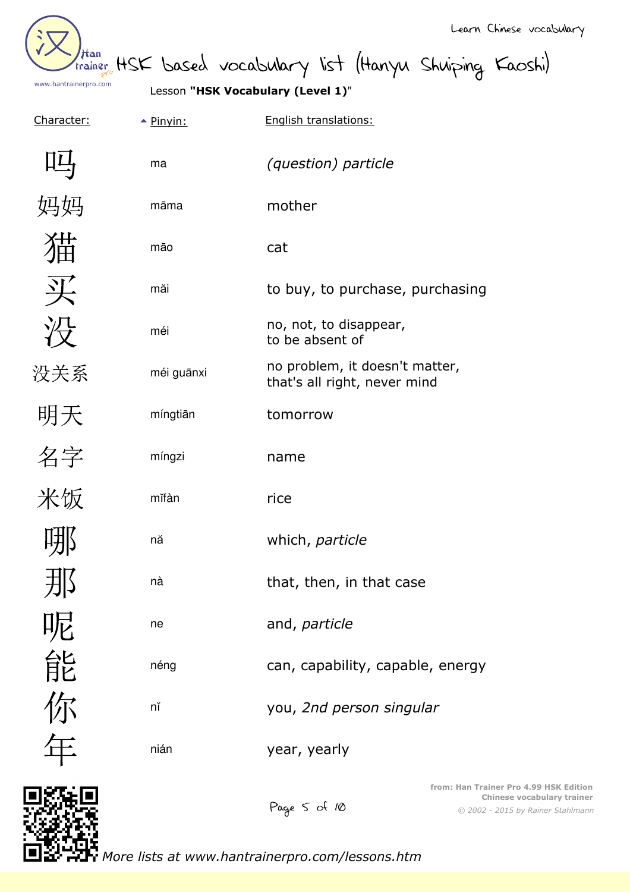# HSK based vocabulary list (Hanyu Shuiping Kaoshi)

Lesson **"HSK Vocabulary (Level 1)"**

| Character: | Pinyin: | English translations: |
|---|---|---|
| 吗 | ma | *(question) particle* |
| 妈妈 | māma | mother |
| 猫 | māo | cat |
| 买 | mǎi | to buy, to purchase, purchasing |
| 没 | méi | no, not, to disappear, to be absent of |
| 没关系 | méi guānxi | no problem, it doesn't matter, that's all right, never mind |
| 明天 | míngtiān | tomorrow |
| 名字 | míngzi | name |
| 米饭 | mǐfàn | rice |
| 哪 | nǎ | which, *particle* |
| 那 | nà | that, then, in that case |
| 呢 | ne | and, *particle* |
| 能 | néng | can, capability, capable, energy |
| 你 | nǐ | you, *2nd person singular* |
| 年 | nián | year, yearly |

*More lists at www.hantrainerpro.com/lessons.htm*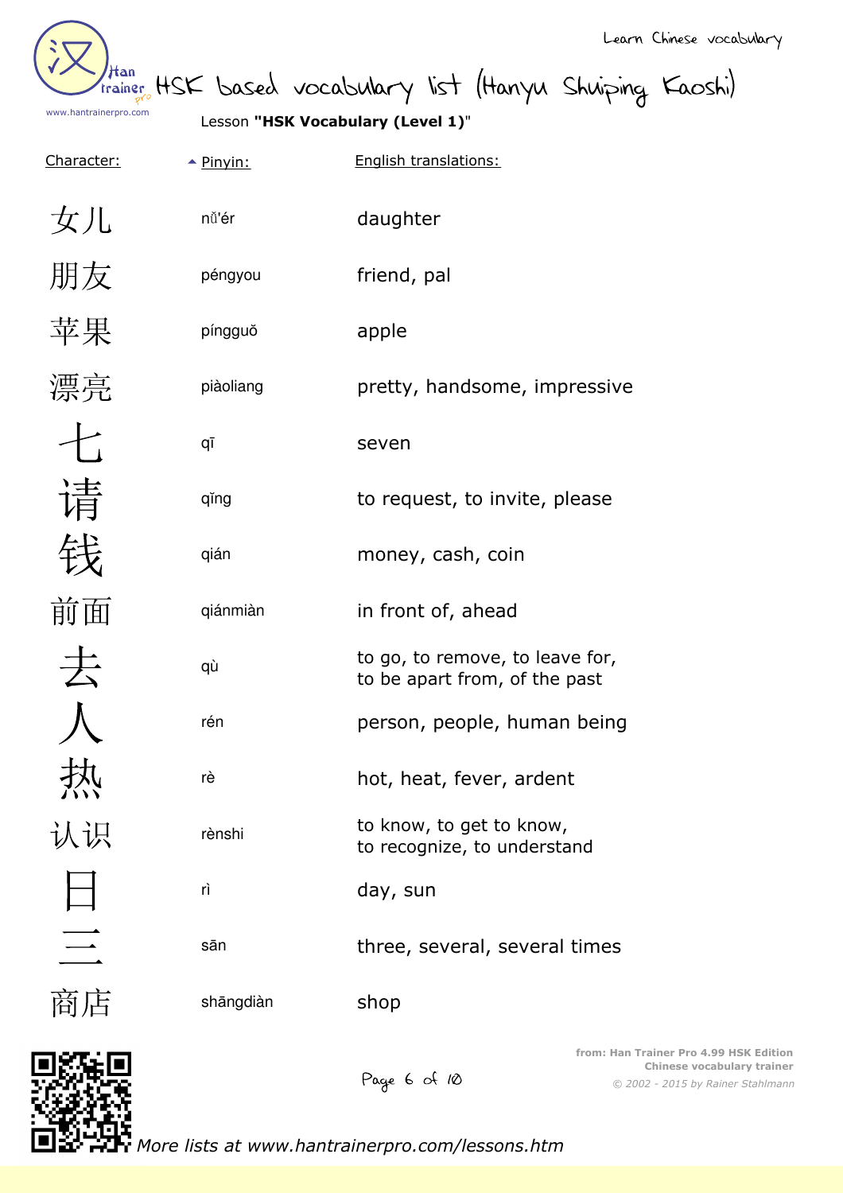# HSK based vocabulary list (Hanyu Shuiping Kaoshi)

Lesson **"HSK Vocabulary (Level 1)"**

| Character: | Pinyin: | English translations: |
|---|---|---|
| 女儿 | nǚ'ér | daughter |
| 朋友 | péngyou | friend, pal |
| 苹果 | píngguǒ | apple |
| 漂亮 | piàoliang | pretty, handsome, impressive |
| 七 | qī | seven |
| 请 | qǐng | to request, to invite, please |
| 钱 | qián | money, cash, coin |
| 前面 | qiánmiàn | in front of, ahead |
| 去 | qù | to go, to remove, to leave for, to be apart from, of the past |
| 人 | rén | person, people, human being |
| 热 | rè | hot, heat, fever, ardent |
| 认识 | rènshi | to know, to get to know, to recognize, to understand |
| 日 | rì | day, sun |
| 三 | sān | three, several, several times |
| 商店 | shāngdiàn | shop |

from: Han Trainer Pro 4.99 HSK Edition
Chinese vocabulary trainer
*© 2002 - 2015 by Rainer Stahlmann*

*More lists at www.hantrainerpro.com/lessons.htm*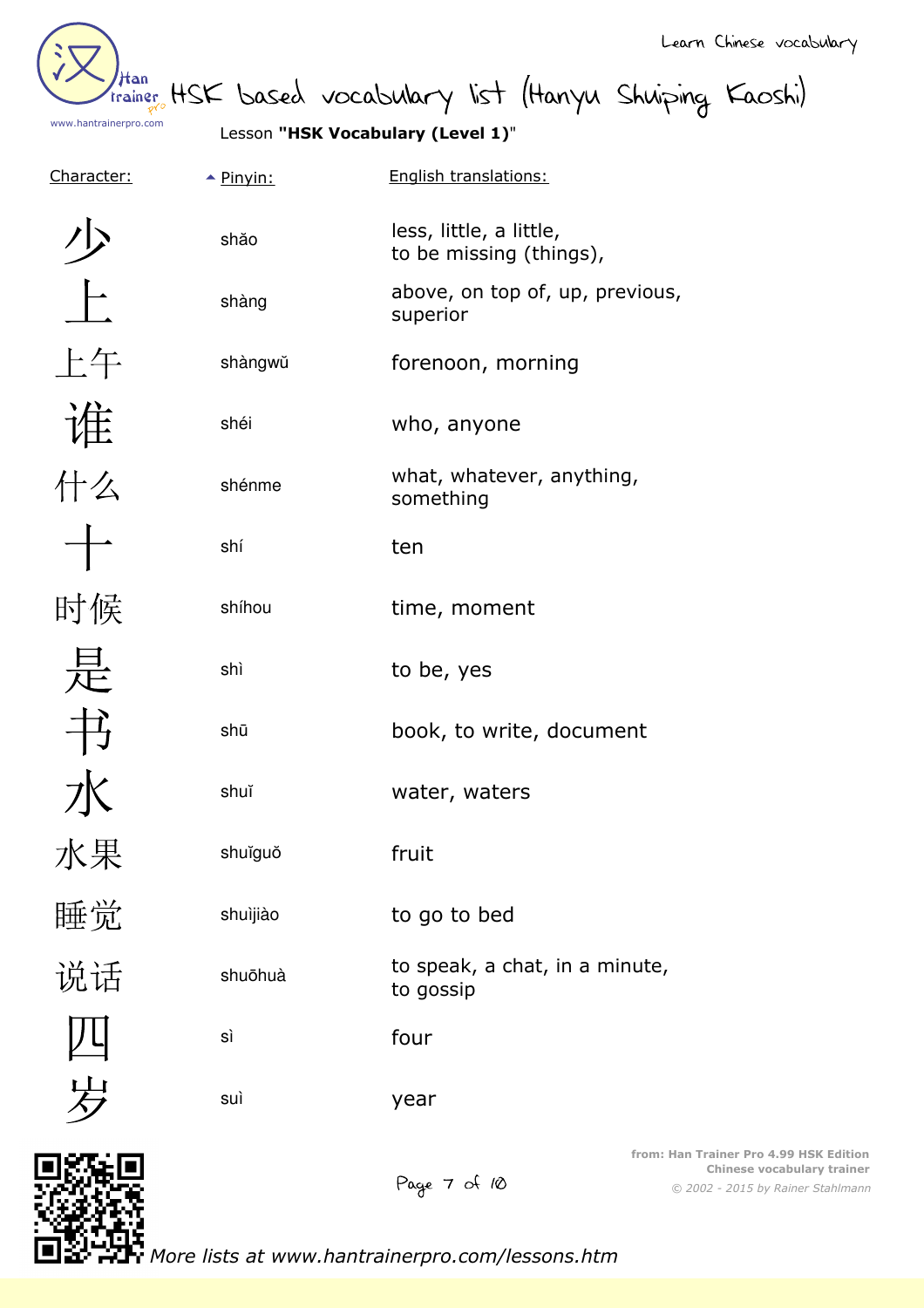Learn Chinese vocabulary

# HSK based vocabulary list (Hanyu Shuiping Kaoshi)

Lesson **"HSK Vocabulary (Level 1)"**

| Character: | Pinyin: | English translations: |
|---|---|---|
| 少 | shǎo | less, little, a little, to be missing (things), |
| 上 | shàng | above, on top of, up, previous, superior |
| 上午 | shàngwǔ | forenoon, morning |
| 谁 | shéi | who, anyone |
| 什么 | shénme | what, whatever, anything, something |
| 十 | shí | ten |
| 时候 | shíhou | time, moment |
| 是 | shì | to be, yes |
| 书 | shū | book, to write, document |
| 水 | shuǐ | water, waters |
| 水果 | shuǐguǒ | fruit |
| 睡觉 | shuìjiào | to go to bed |
| 说话 | shuōhuà | to speak, a chat, in a minute, to gossip |
| 四 | sì | four |
| 岁 | suì | year |

from: Han Trainer Pro 4.99 HSK Edition
Chinese vocabulary trainer
*© 2002 - 2015 by Rainer Stahlmann*

*More lists at www.hantrainerpro.com/lessons.htm*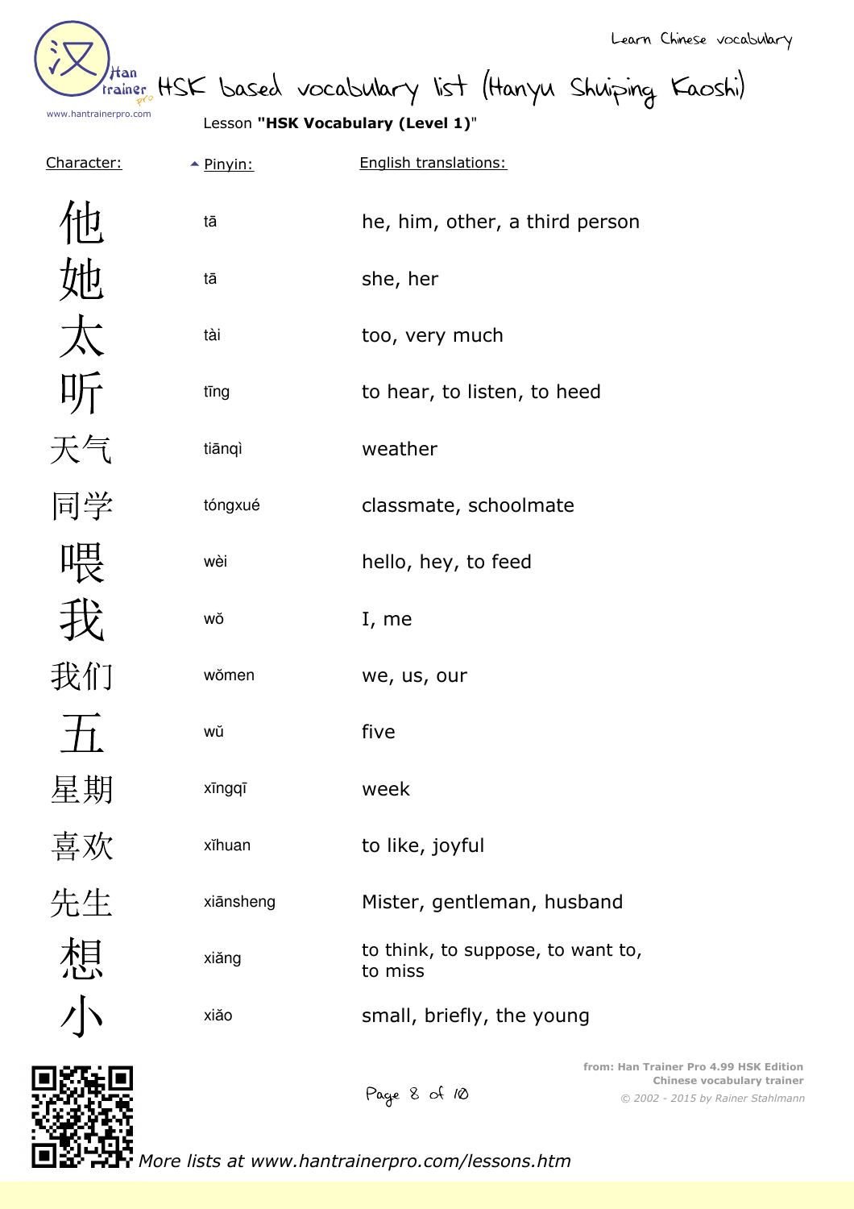Learn Chinese vocabulary

# HSK based vocabulary list (Hanyu Shuiping Kaoshi)

Lesson **"HSK Vocabulary (Level 1)"**

| Character: | Pinyin: | English translations: |
|---|---|---|
| 他 | tā | he, him, other, a third person |
| 她 | tā | she, her |
| 太 | tài | too, very much |
| 听 | tīng | to hear, to listen, to heed |
| 天气 | tiānqì | weather |
| 同学 | tóngxué | classmate, schoolmate |
| 喂 | wèi | hello, hey, to feed |
| 我 | wǒ | I, me |
| 我们 | wǒmen | we, us, our |
| 五 | wǔ | five |
| 星期 | xīngqī | week |
| 喜欢 | xǐhuan | to like, joyful |
| 先生 | xiānsheng | Mister, gentleman, husband |
| 想 | xiǎng | to think, to suppose, to want to, to miss |
| 小 | xiǎo | small, briefly, the young |

from: Han Trainer Pro 4.99 HSK Edition
Chinese vocabulary trainer
© 2002 - 2015 by Rainer Stahlmann

*More lists at www.hantrainerpro.com/lessons.htm*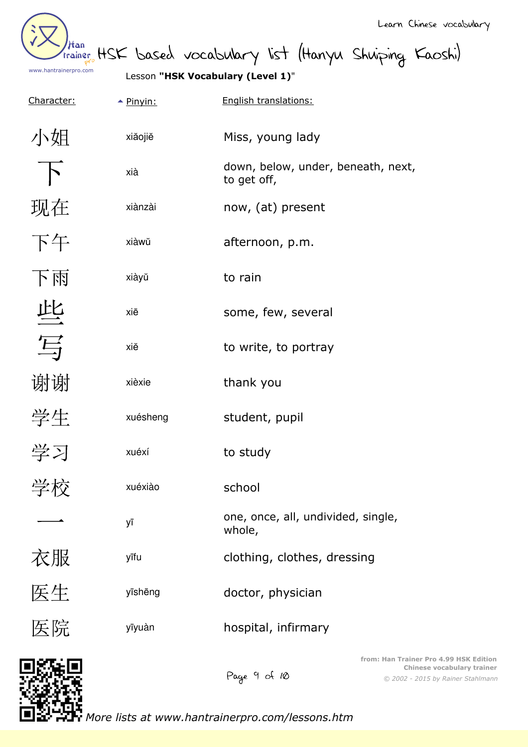# HSK based vocabulary list (Hanyu Shuiping Kaoshi)

Lesson **"HSK Vocabulary (Level 1)"**

| Character: | Pinyin: | English translations: |
|---|---|---|
| 小姐 | xiǎojiě | Miss, young lady |
| 下 | xià | down, below, under, beneath, next, to get off, |
| 现在 | xiànzài | now, (at) present |
| 下午 | xiàwǔ | afternoon, p.m. |
| 下雨 | xiàyǔ | to rain |
| 些 | xiē | some, few, several |
| 写 | xiě | to write, to portray |
| 谢谢 | xièxie | thank you |
| 学生 | xuésheng | student, pupil |
| 学习 | xuéxí | to study |
| 学校 | xuéxiào | school |
| 一 | yī | one, once, all, undivided, single, whole, |
| 衣服 | yīfu | clothing, clothes, dressing |
| 医生 | yīshēng | doctor, physician |
| 医院 | yīyuàn | hospital, infirmary |

*More lists at www.hantrainerpro.com/lessons.htm*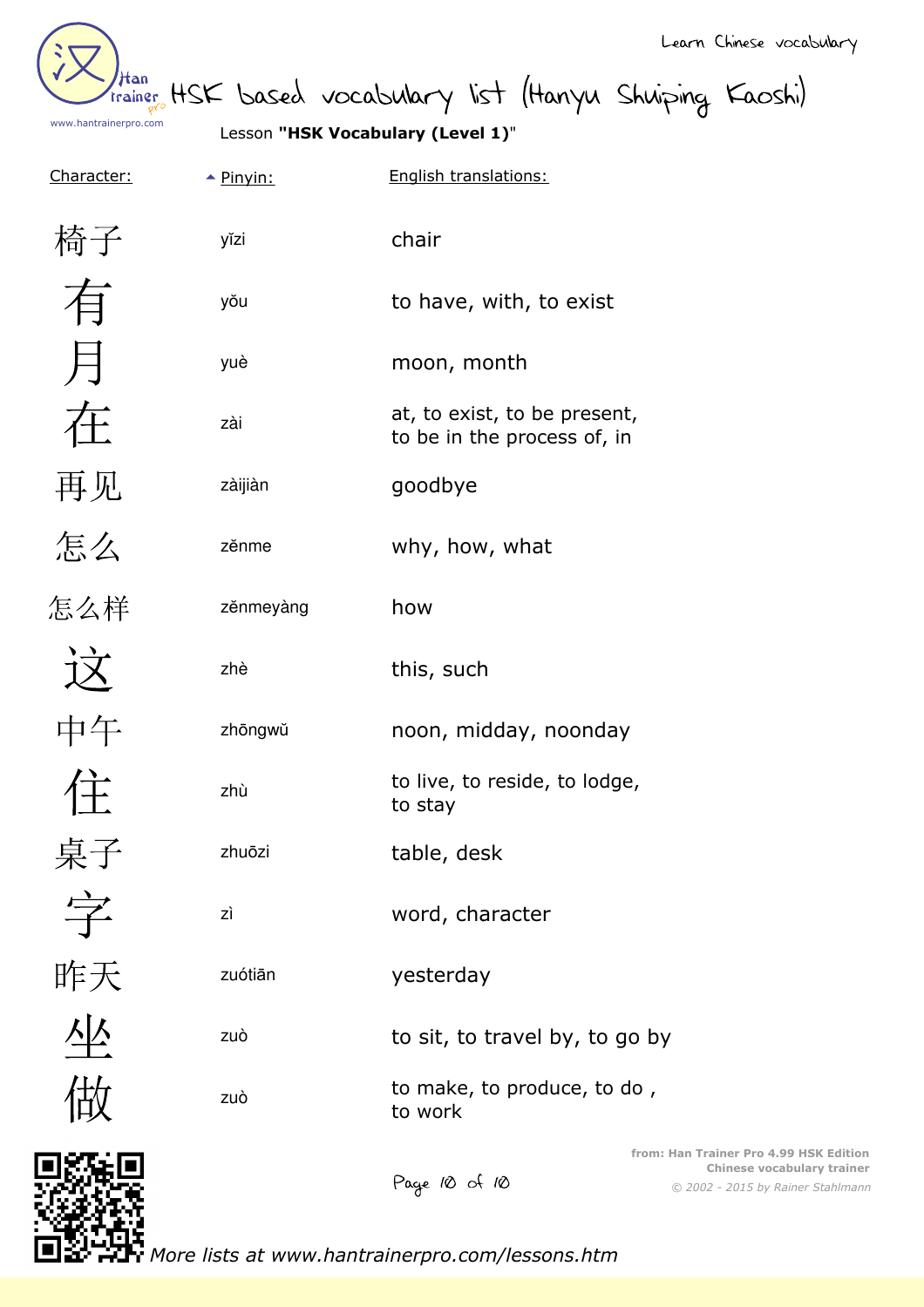# HSK based vocabulary list (Hanyu Shuiping Kaoshi)

Lesson **"HSK Vocabulary (Level 1)"**

| Character: | Pinyin: | English translations: |
|---|---|---|
| 椅子 | yǐzi | chair |
| 有 | yǒu | to have, with, to exist |
| 月 | yuè | moon, month |
| 在 | zài | at, to exist, to be present, to be in the process of, in |
| 再见 | zàijiàn | goodbye |
| 怎么 | zěnme | why, how, what |
| 怎么样 | zěnmeyàng | how |
| 这 | zhè | this, such |
| 中午 | zhōngwǔ | noon, midday, noonday |
| 住 | zhù | to live, to reside, to lodge, to stay |
| 桌子 | zhuōzi | table, desk |
| 字 | zì | word, character |
| 昨天 | zuótiān | yesterday |
| 坐 | zuò | to sit, to travel by, to go by |
| 做 | zuò | to make, to produce, to do , to work |

from: Han Trainer Pro 4.99 HSK Edition
Chinese vocabulary trainer
© 2002 - 2015 by Rainer Stahlmann

*More lists at www.hantrainerpro.com/lessons.htm*